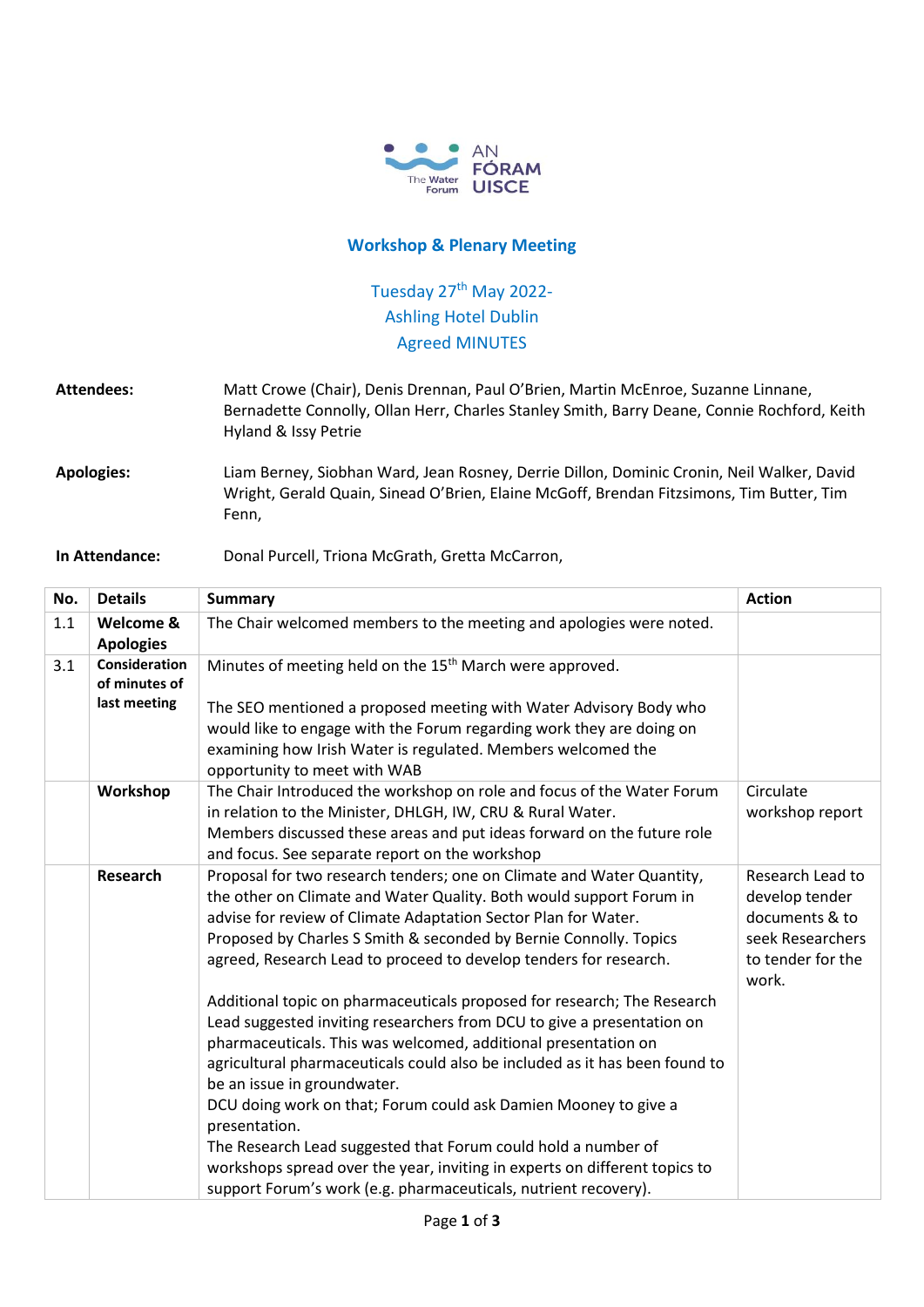AN FÓRAM UISCE
The Water Forum

## Workshop & Plenary Meeting

Tuesday 27th May 2022-
Ashling Hotel Dublin
Agreed MINUTES

**Attendees:** Matt Crowe (Chair), Denis Drennan, Paul O'Brien, Martin McEnroe, Suzanne Linnane, Bernadette Connolly, Ollan Herr, Charles Stanley Smith, Barry Deane, Connie Rochford, Keith Hyland & Issy Petrie

**Apologies:** Liam Berney, Siobhan Ward, Jean Rosney, Derrie Dillon, Dominic Cronin, Neil Walker, David Wright, Gerald Quain, Sinead O'Brien, Elaine McGoff, Brendan Fitzsimons, Tim Butter, Tim Fenn,

**In Attendance:** Donal Purcell, Triona McGrath, Gretta McCarron,

| No. | Details | Summary | Action |
|---|---|---|---|
| 1.1 | **Welcome & Apologies** | The Chair welcomed members to the meeting and apologies were noted. | |
| 3.1 | **Consideration of minutes of last meeting** | Minutes of meeting held on the 15th March were approved.<br><br>The SEO mentioned a proposed meeting with Water Advisory Body who would like to engage with the Forum regarding work they are doing on examining how Irish Water is regulated. Members welcomed the opportunity to meet with WAB | |
| | **Workshop** | The Chair Introduced the workshop on role and focus of the Water Forum in relation to the Minister, DHLGH, IW, CRU & Rural Water.<br>Members discussed these areas and put ideas forward on the future role and focus. See separate report on the workshop | Circulate workshop report |
| | **Research** | Proposal for two research tenders; one on Climate and Water Quantity, the other on Climate and Water Quality. Both would support Forum in advise for review of Climate Adaptation Sector Plan for Water.<br>Proposed by Charles S Smith & seconded by Bernie Connolly. Topics agreed, Research Lead to proceed to develop tenders for research.<br><br>Additional topic on pharmaceuticals proposed for research; The Research Lead suggested inviting researchers from DCU to give a presentation on pharmaceuticals. This was welcomed, additional presentation on agricultural pharmaceuticals could also be included as it has been found to be an issue in groundwater.<br>DCU doing work on that; Forum could ask Damien Mooney to give a presentation.<br>The Research Lead suggested that Forum could hold a number of workshops spread over the year, inviting in experts on different topics to support Forum's work (e.g. pharmaceuticals, nutrient recovery). | Research Lead to develop tender documents & to seek Researchers to tender for the work. |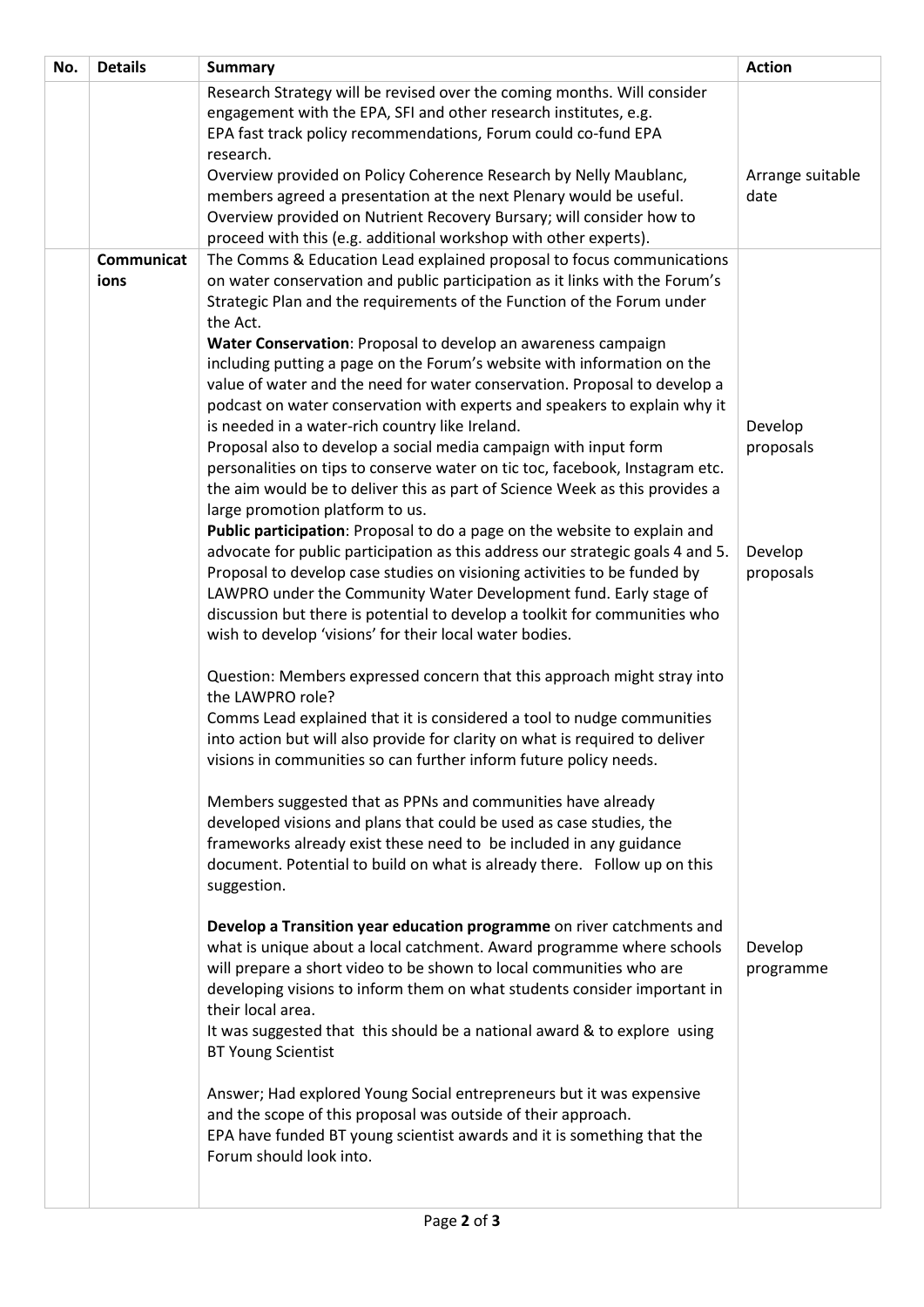| No. | Details | Summary | Action |
|---|---|---|---|
| | | Research Strategy will be revised over the coming months. Will consider engagement with the EPA, SFI and other research institutes, e.g. EPA fast track policy recommendations, Forum could co-fund EPA research.<br>Overview provided on Policy Coherence Research by Nelly Maublanc, members agreed a presentation at the next Plenary would be useful.<br>Overview provided on Nutrient Recovery Bursary; will consider how to proceed with this (e.g. additional workshop with other experts). | Arrange suitable date |
| | **Communications** | The Comms & Education Lead explained proposal to focus communications on water conservation and public participation as it links with the Forum's Strategic Plan and the requirements of the Function of the Forum under the Act.<br>**Water Conservation**: Proposal to develop an awareness campaign including putting a page on the Forum's website with information on the value of water and the need for water conservation. Proposal to develop a podcast on water conservation with experts and speakers to explain why it is needed in a water-rich country like Ireland.<br>Proposal also to develop a social media campaign with input form personalities on tips to conserve water on tic toc, facebook, Instagram etc. the aim would be to deliver this as part of Science Week as this provides a large promotion platform to us.<br>**Public participation**: Proposal to do a page on the website to explain and advocate for public participation as this address our strategic goals 4 and 5. Proposal to develop case studies on visioning activities to be funded by LAWPRO under the Community Water Development fund. Early stage of discussion but there is potential to develop a toolkit for communities who wish to develop 'visions' for their local water bodies.<br><br>Question: Members expressed concern that this approach might stray into the LAWPRO role?<br>Comms Lead explained that it is considered a tool to nudge communities into action but will also provide for clarity on what is required to deliver visions in communities so can further inform future policy needs.<br><br>Members suggested that as PPNs and communities have already developed visions and plans that could be used as case studies, the frameworks already exist these need to be included in any guidance document. Potential to build on what is already there. Follow up on this suggestion.<br><br>**Develop a Transition year education programme** on river catchments and what is unique about a local catchment. Award programme where schools will prepare a short video to be shown to local communities who are developing visions to inform them on what students consider important in their local area.<br>It was suggested that this should be a national award & to explore using BT Young Scientist<br><br>Answer; Had explored Young Social entrepreneurs but it was expensive and the scope of this proposal was outside of their approach.<br>EPA have funded BT young scientist awards and it is something that the Forum should look into. | Develop proposals<br><br>Develop proposals<br><br>Develop programme |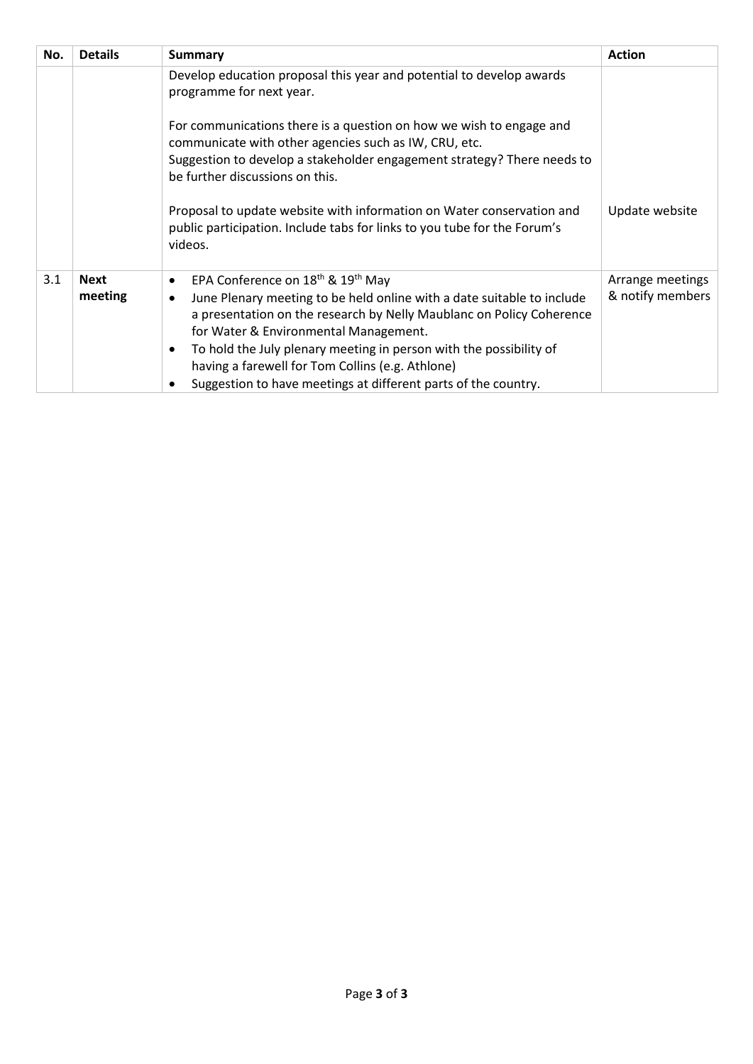| No. | Details | Summary | Action |
|---|---|---|---|
| | | Develop education proposal this year and potential to develop awards programme for next year.<br><br>For communications there is a question on how we wish to engage and communicate with other agencies such as IW, CRU, etc.<br>Suggestion to develop a stakeholder engagement strategy? There needs to be further discussions on this.<br><br>Proposal to update website with information on Water conservation and public participation. Include tabs for links to you tube for the Forum's videos. | Update website |
| 3.1 | **Next meeting** | • EPA Conference on 18th & 19th May<br>• June Plenary meeting to be held online with a date suitable to include a presentation on the research by Nelly Maublanc on Policy Coherence for Water & Environmental Management.<br>• To hold the July plenary meeting in person with the possibility of having a farewell for Tom Collins (e.g. Athlone)<br>• Suggestion to have meetings at different parts of the country. | Arrange meetings & notify members |